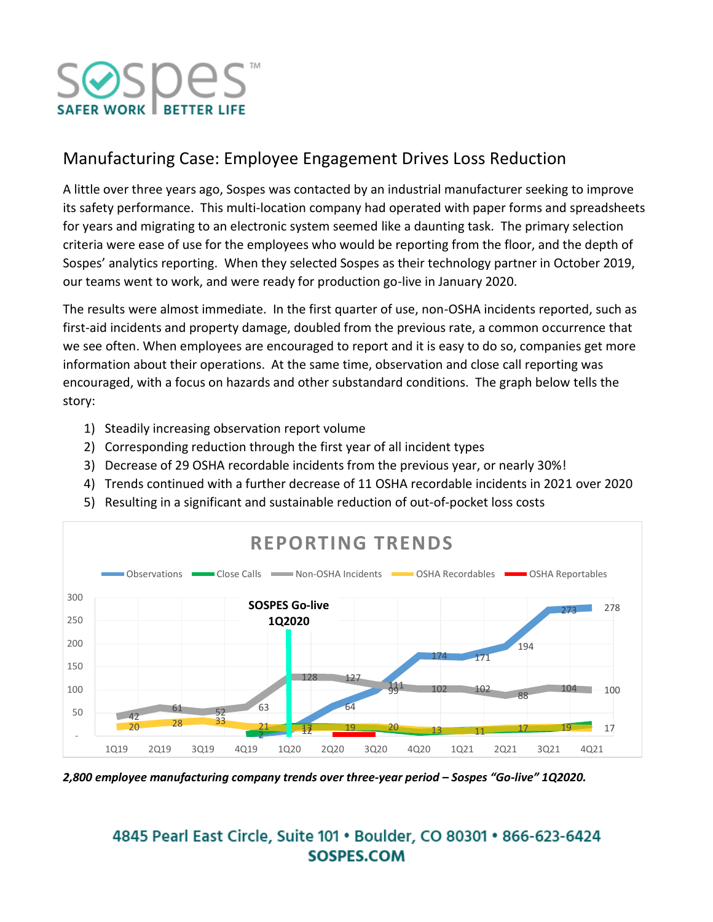# Manufacturing Case: Employee Engagement Drives Loss Reduction

A little over three years ago, Sospes was contacted by an industrial manufacturer seeking to improve its safety performance. This multi-location company had operated with paper forms and spreadsheets for years and migrating to an electronic system seemed like a daunting task. The primary selection criteria were ease of use for the employees who would be reporting from the floor, and the depth of Sospes' analytics reporting. When they selected Sospes as their technology partner in October 2019, our teams went to work, and were ready for production go-live in January 2020.

The results were almost immediate. In the first quarter of use, non-OSHA incidents reported, such as first-aid incidents and property damage, doubled from the previous rate, a common occurrence that we see often. When employees are encouraged to report and it is easy to do so, companies get more information about their operations. At the same time, observation and close call reporting was encouraged, with a focus on hazards and other substandard conditions. The graph below tells the story:

1) Steadily increasing observation report volume
2) Corresponding reduction through the first year of all incident types
3) Decrease of 29 OSHA recordable incidents from the previous year, or nearly 30%!
4) Trends continued with a further decrease of 11 OSHA recordable incidents in 2021 over 2020
5) Resulting in a significant and sustainable reduction of out-of-pocket loss costs

***2,800 employee manufacturing company trends over three-year period – Sospes "Go-live" 1Q2020.***

4845 Pearl East Circle, Suite 101 • Boulder, CO 80301 • 866-623-6424
SOSPES.COM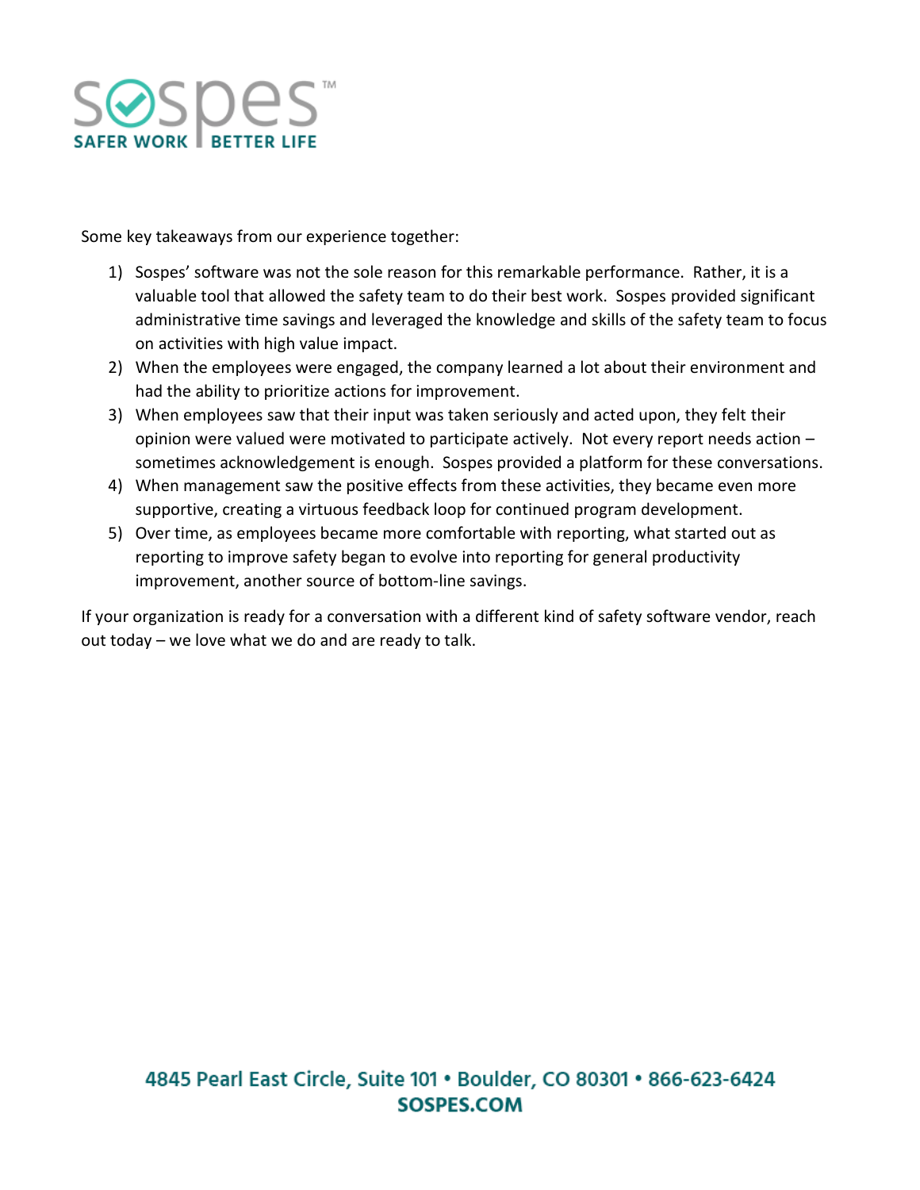Some key takeaways from our experience together:

1) Sospes' software was not the sole reason for this remarkable performance. Rather, it is a valuable tool that allowed the safety team to do their best work. Sospes provided significant administrative time savings and leveraged the knowledge and skills of the safety team to focus on activities with high value impact.
2) When the employees were engaged, the company learned a lot about their environment and had the ability to prioritize actions for improvement.
3) When employees saw that their input was taken seriously and acted upon, they felt their opinion were valued were motivated to participate actively. Not every report needs action – sometimes acknowledgement is enough. Sospes provided a platform for these conversations.
4) When management saw the positive effects from these activities, they became even more supportive, creating a virtuous feedback loop for continued program development.
5) Over time, as employees became more comfortable with reporting, what started out as reporting to improve safety began to evolve into reporting for general productivity improvement, another source of bottom-line savings.

If your organization is ready for a conversation with a different kind of safety software vendor, reach out today – we love what we do and are ready to talk.